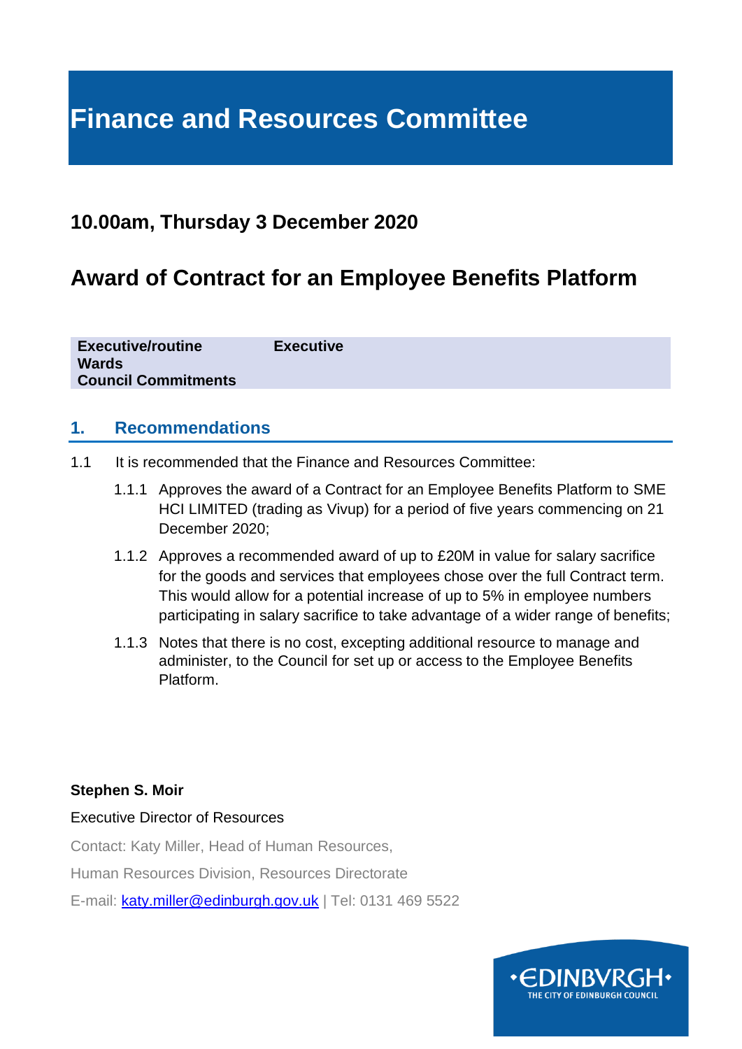# Finance and Resources Committee

## 10.00am, Thursday 3 December 2020

## Award of Contract for an Employee Benefits Platform

| | |
|---|---|
| **Executive/routine** | **Executive** |
| **Wards** | |
| **Council Commitments** | |

### 1. Recommendations

1.1 It is recommended that the Finance and Resources Committee:

1.1.1 Approves the award of a Contract for an Employee Benefits Platform to SME HCI LIMITED (trading as Vivup) for a period of five years commencing on 21 December 2020;

1.1.2 Approves a recommended award of up to £20M in value for salary sacrifice for the goods and services that employees chose over the full Contract term. This would allow for a potential increase of up to 5% in employee numbers participating in salary sacrifice to take advantage of a wider range of benefits;

1.1.3 Notes that there is no cost, excepting additional resource to manage and administer, to the Council for set up or access to the Employee Benefits Platform.

**Stephen S. Moir**

Executive Director of Resources

Contact: Katy Miller, Head of Human Resources,

Human Resources Division, Resources Directorate

E-mail: katy.miller@edinburgh.gov.uk | Tel: 0131 469 5522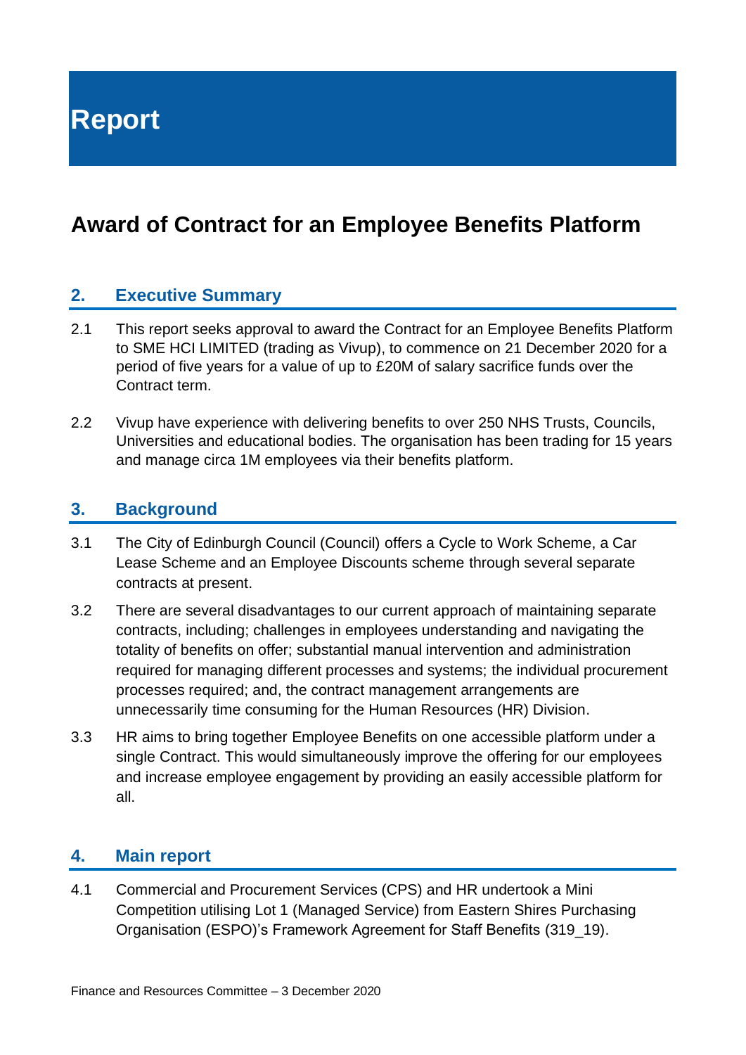# Report

# Award of Contract for an Employee Benefits Platform

## 2. Executive Summary

2.1 This report seeks approval to award the Contract for an Employee Benefits Platform to SME HCI LIMITED (trading as Vivup), to commence on 21 December 2020 for a period of five years for a value of up to £20M of salary sacrifice funds over the Contract term.

2.2 Vivup have experience with delivering benefits to over 250 NHS Trusts, Councils, Universities and educational bodies. The organisation has been trading for 15 years and manage circa 1M employees via their benefits platform.

## 3. Background

3.1 The City of Edinburgh Council (Council) offers a Cycle to Work Scheme, a Car Lease Scheme and an Employee Discounts scheme through several separate contracts at present.

3.2 There are several disadvantages to our current approach of maintaining separate contracts, including; challenges in employees understanding and navigating the totality of benefits on offer; substantial manual intervention and administration required for managing different processes and systems; the individual procurement processes required; and, the contract management arrangements are unnecessarily time consuming for the Human Resources (HR) Division.

3.3 HR aims to bring together Employee Benefits on one accessible platform under a single Contract. This would simultaneously improve the offering for our employees and increase employee engagement by providing an easily accessible platform for all.

## 4. Main report

4.1 Commercial and Procurement Services (CPS) and HR undertook a Mini Competition utilising Lot 1 (Managed Service) from Eastern Shires Purchasing Organisation (ESPO)'s Framework Agreement for Staff Benefits (319_19).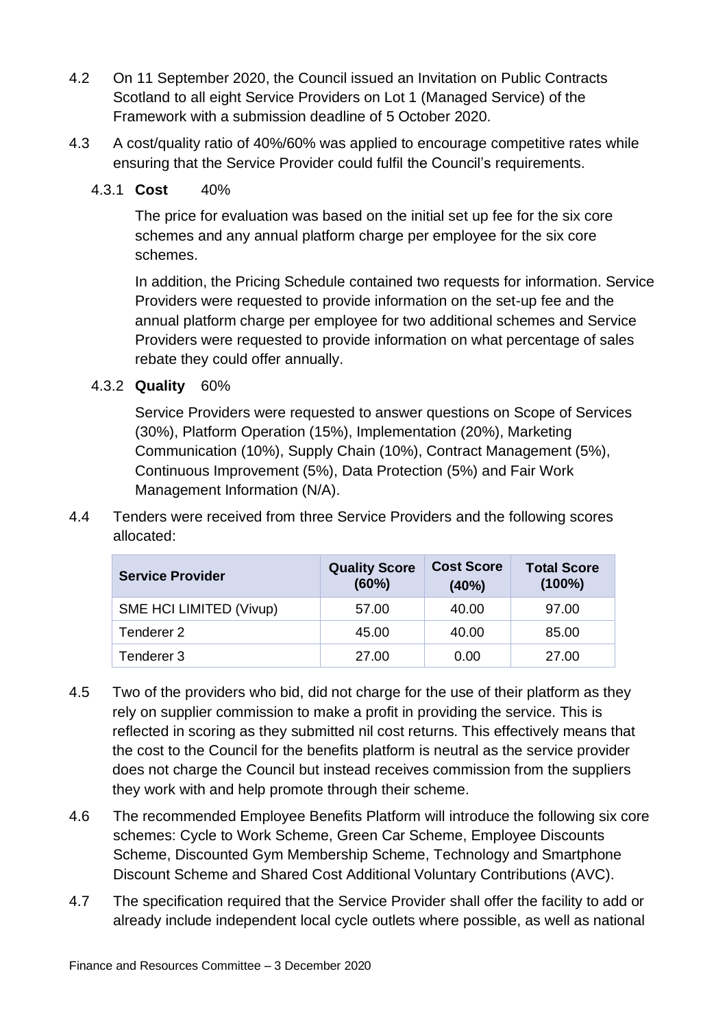4.2 On 11 September 2020, the Council issued an Invitation on Public Contracts Scotland to all eight Service Providers on Lot 1 (Managed Service) of the Framework with a submission deadline of 5 October 2020.

4.3 A cost/quality ratio of 40%/60% was applied to encourage competitive rates while ensuring that the Service Provider could fulfil the Council's requirements.

4.3.1 **Cost** 40%

The price for evaluation was based on the initial set up fee for the six core schemes and any annual platform charge per employee for the six core schemes.

In addition, the Pricing Schedule contained two requests for information. Service Providers were requested to provide information on the set-up fee and the annual platform charge per employee for two additional schemes and Service Providers were requested to provide information on what percentage of sales rebate they could offer annually.

4.3.2 **Quality** 60%

Service Providers were requested to answer questions on Scope of Services (30%), Platform Operation (15%), Implementation (20%), Marketing Communication (10%), Supply Chain (10%), Contract Management (5%), Continuous Improvement (5%), Data Protection (5%) and Fair Work Management Information (N/A).

4.4 Tenders were received from three Service Providers and the following scores allocated:

| Service Provider | Quality Score (60%) | Cost Score (40%) | Total Score (100%) |
|---|---|---|---|
| SME HCI LIMITED (Vivup) | 57.00 | 40.00 | 97.00 |
| Tenderer 2 | 45.00 | 40.00 | 85.00 |
| Tenderer 3 | 27.00 | 0.00 | 27.00 |

4.5 Two of the providers who bid, did not charge for the use of their platform as they rely on supplier commission to make a profit in providing the service. This is reflected in scoring as they submitted nil cost returns. This effectively means that the cost to the Council for the benefits platform is neutral as the service provider does not charge the Council but instead receives commission from the suppliers they work with and help promote through their scheme.

4.6 The recommended Employee Benefits Platform will introduce the following six core schemes: Cycle to Work Scheme, Green Car Scheme, Employee Discounts Scheme, Discounted Gym Membership Scheme, Technology and Smartphone Discount Scheme and Shared Cost Additional Voluntary Contributions (AVC).

4.7 The specification required that the Service Provider shall offer the facility to add or already include independent local cycle outlets where possible, as well as national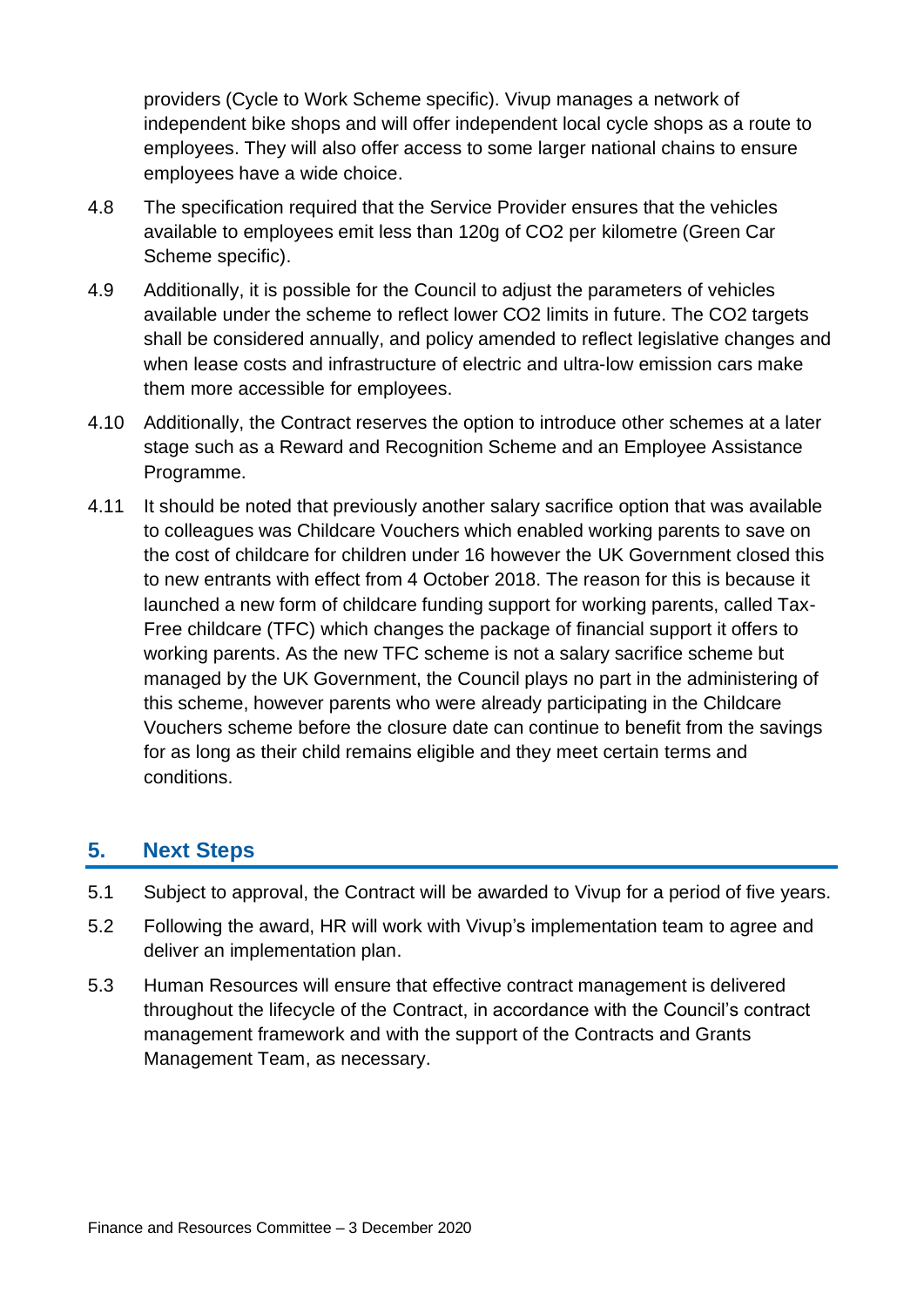providers (Cycle to Work Scheme specific). Vivup manages a network of independent bike shops and will offer independent local cycle shops as a route to employees. They will also offer access to some larger national chains to ensure employees have a wide choice.

4.8 The specification required that the Service Provider ensures that the vehicles available to employees emit less than 120g of $CO_2$ per kilometre (Green Car Scheme specific).

4.9 Additionally, it is possible for the Council to adjust the parameters of vehicles available under the scheme to reflect lower $CO_2$ limits in future. The $CO_2$ targets shall be considered annually, and policy amended to reflect legislative changes and when lease costs and infrastructure of electric and ultra-low emission cars make them more accessible for employees.

4.10 Additionally, the Contract reserves the option to introduce other schemes at a later stage such as a Reward and Recognition Scheme and an Employee Assistance Programme.

4.11 It should be noted that previously another salary sacrifice option that was available to colleagues was Childcare Vouchers which enabled working parents to save on the cost of childcare for children under 16 however the UK Government closed this to new entrants with effect from 4 October 2018. The reason for this is because it launched a new form of childcare funding support for working parents, called Tax-Free childcare (TFC) which changes the package of financial support it offers to working parents. As the new TFC scheme is not a salary sacrifice scheme but managed by the UK Government, the Council plays no part in the administering of this scheme, however parents who were already participating in the Childcare Vouchers scheme before the closure date can continue to benefit from the savings for as long as their child remains eligible and they meet certain terms and conditions.

## 5. Next Steps

5.1 Subject to approval, the Contract will be awarded to Vivup for a period of five years.

5.2 Following the award, HR will work with Vivup's implementation team to agree and deliver an implementation plan.

5.3 Human Resources will ensure that effective contract management is delivered throughout the lifecycle of the Contract, in accordance with the Council's contract management framework and with the support of the Contracts and Grants Management Team, as necessary.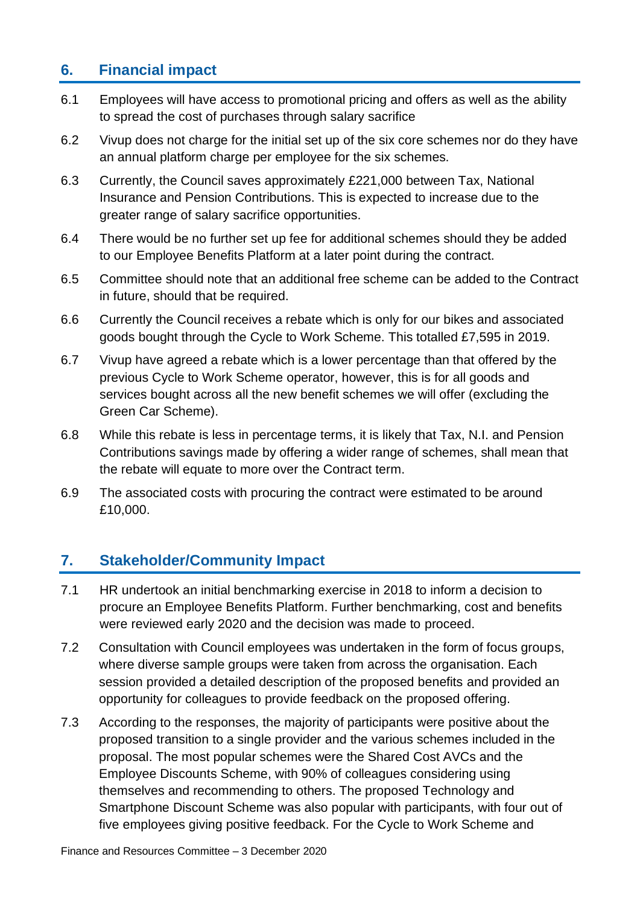## 6. Financial impact

6.1 Employees will have access to promotional pricing and offers as well as the ability to spread the cost of purchases through salary sacrifice

6.2 Vivup does not charge for the initial set up of the six core schemes nor do they have an annual platform charge per employee for the six schemes.

6.3 Currently, the Council saves approximately £221,000 between Tax, National Insurance and Pension Contributions. This is expected to increase due to the greater range of salary sacrifice opportunities.

6.4 There would be no further set up fee for additional schemes should they be added to our Employee Benefits Platform at a later point during the contract.

6.5 Committee should note that an additional free scheme can be added to the Contract in future, should that be required.

6.6 Currently the Council receives a rebate which is only for our bikes and associated goods bought through the Cycle to Work Scheme. This totalled £7,595 in 2019.

6.7 Vivup have agreed a rebate which is a lower percentage than that offered by the previous Cycle to Work Scheme operator, however, this is for all goods and services bought across all the new benefit schemes we will offer (excluding the Green Car Scheme).

6.8 While this rebate is less in percentage terms, it is likely that Tax, N.I. and Pension Contributions savings made by offering a wider range of schemes, shall mean that the rebate will equate to more over the Contract term.

6.9 The associated costs with procuring the contract were estimated to be around £10,000.

## 7. Stakeholder/Community Impact

7.1 HR undertook an initial benchmarking exercise in 2018 to inform a decision to procure an Employee Benefits Platform. Further benchmarking, cost and benefits were reviewed early 2020 and the decision was made to proceed.

7.2 Consultation with Council employees was undertaken in the form of focus groups, where diverse sample groups were taken from across the organisation. Each session provided a detailed description of the proposed benefits and provided an opportunity for colleagues to provide feedback on the proposed offering.

7.3 According to the responses, the majority of participants were positive about the proposed transition to a single provider and the various schemes included in the proposal. The most popular schemes were the Shared Cost AVCs and the Employee Discounts Scheme, with 90% of colleagues considering using themselves and recommending to others. The proposed Technology and Smartphone Discount Scheme was also popular with participants, with four out of five employees giving positive feedback. For the Cycle to Work Scheme and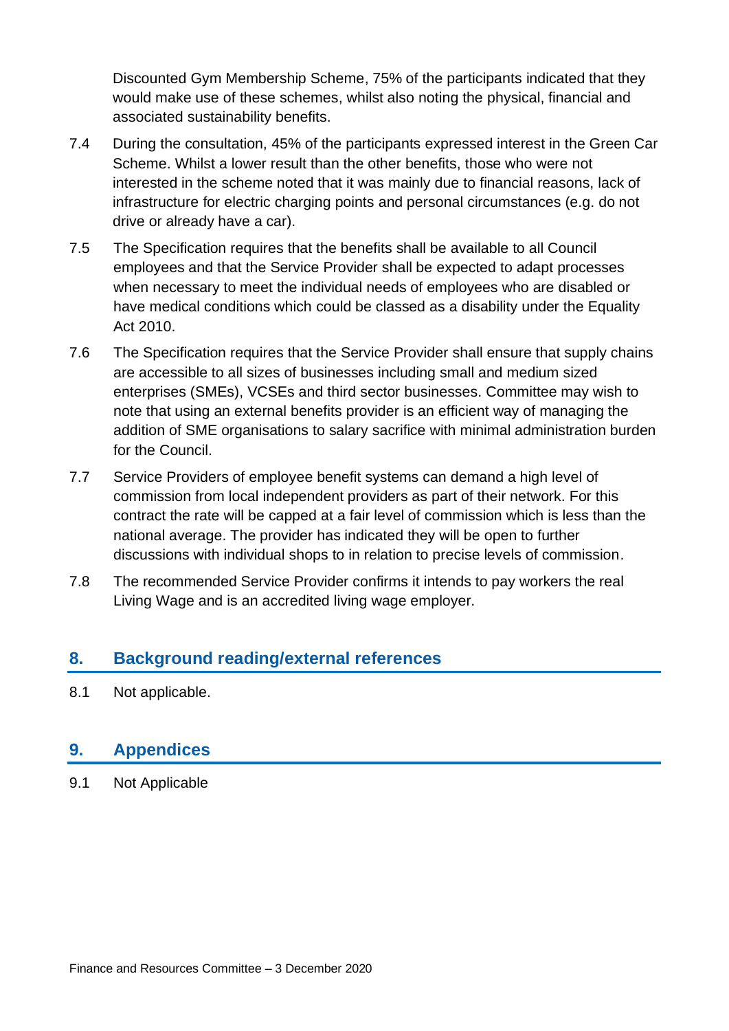Discounted Gym Membership Scheme, 75% of the participants indicated that they would make use of these schemes, whilst also noting the physical, financial and associated sustainability benefits.

7.4 During the consultation, 45% of the participants expressed interest in the Green Car Scheme. Whilst a lower result than the other benefits, those who were not interested in the scheme noted that it was mainly due to financial reasons, lack of infrastructure for electric charging points and personal circumstances (e.g. do not drive or already have a car).

7.5 The Specification requires that the benefits shall be available to all Council employees and that the Service Provider shall be expected to adapt processes when necessary to meet the individual needs of employees who are disabled or have medical conditions which could be classed as a disability under the Equality Act 2010.

7.6 The Specification requires that the Service Provider shall ensure that supply chains are accessible to all sizes of businesses including small and medium sized enterprises (SMEs), VCSEs and third sector businesses. Committee may wish to note that using an external benefits provider is an efficient way of managing the addition of SME organisations to salary sacrifice with minimal administration burden for the Council.

7.7 Service Providers of employee benefit systems can demand a high level of commission from local independent providers as part of their network. For this contract the rate will be capped at a fair level of commission which is less than the national average. The provider has indicated they will be open to further discussions with individual shops to in relation to precise levels of commission.

7.8 The recommended Service Provider confirms it intends to pay workers the real Living Wage and is an accredited living wage employer.

## 8. Background reading/external references

8.1 Not applicable.

## 9. Appendices

9.1 Not Applicable